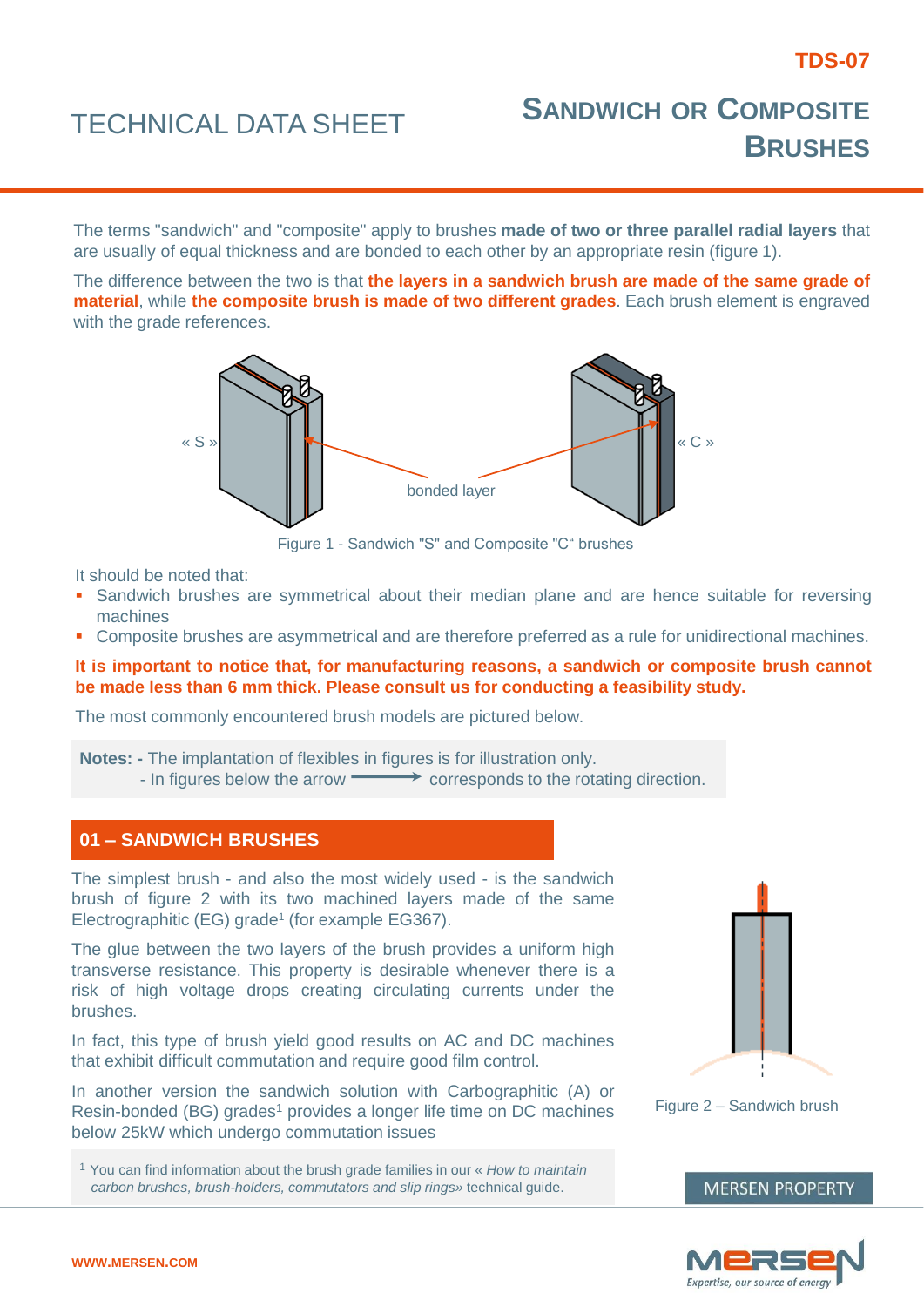TDS-07

# TECHNICAL DATA SHEET

# SANDWICH OR COMPOSITE BRUSHES

The terms "sandwich" and "composite" apply to brushes **made of two or three parallel radial layers** that are usually of equal thickness and are bonded to each other by an appropriate resin (figure 1).

The difference between the two is that **the layers in a sandwich brush are made of the same grade of material**, while **the composite brush is made of two different grades**. Each brush element is engraved with the grade references.

« S » bonded layer « C »

Figure 1 - Sandwich "S" and Composite "C" brushes

It should be noted that:

- Sandwich brushes are symmetrical about their median plane and are hence suitable for reversing machines
- Composite brushes are asymmetrical and are therefore preferred as a rule for unidirectional machines.

**It is important to notice that, for manufacturing reasons, a sandwich or composite brush cannot be made less than 6 mm thick. Please consult us for conducting a feasibility study.**

The most commonly encountered brush models are pictured below.

**Notes: -** The implantation of flexibles in figures is for illustration only.
- In figures below the arrow ⟶ corresponds to the rotating direction.

## 01 – SANDWICH BRUSHES

The simplest brush - and also the most widely used - is the sandwich brush of figure 2 with its two machined layers made of the same Electrographitic (EG) grade[1] (for example EG367).

The glue between the two layers of the brush provides a uniform high transverse resistance. This property is desirable whenever there is a risk of high voltage drops creating circulating currents under the brushes.

In fact, this type of brush yield good results on AC and DC machines that exhibit difficult commutation and require good film control.

In another version the sandwich solution with Carbographitic (A) or Resin-bonded (BG) grades[1] provides a longer life time on DC machines below 25kW which undergo commutation issues

Figure 2 – Sandwich brush

[1] You can find information about the brush grade families in our « *How to maintain carbon brushes, brush-holders, commutators and slip rings»* technical guide.

MERSEN PROPERTY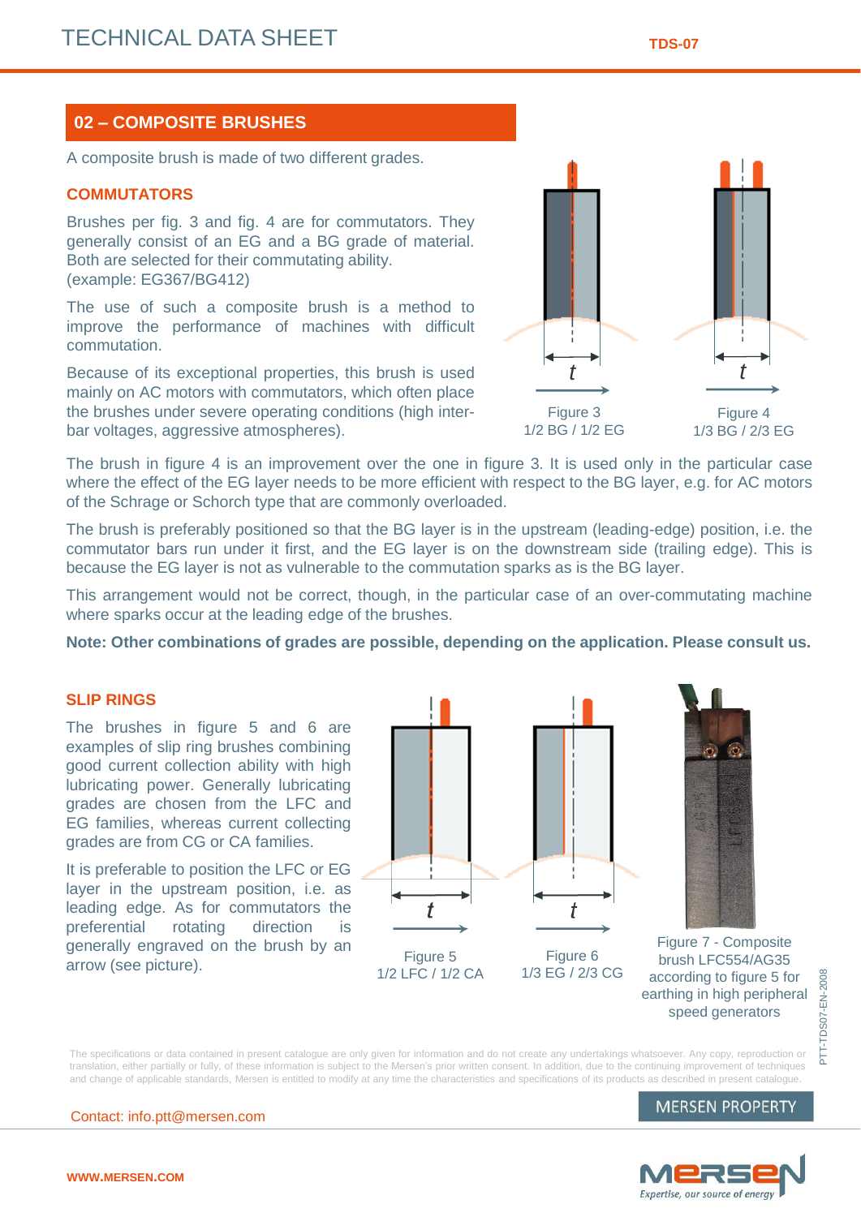# TECHNICAL DATA SHEET

TDS-07

## 02 – COMPOSITE BRUSHES

A composite brush is made of two different grades.

### COMMUTATORS

Brushes per fig. 3 and fig. 4 are for commutators. They generally consist of an EG and a BG grade of material. Both are selected for their commutating ability. (example: EG367/BG412)

The use of such a composite brush is a method to improve the performance of machines with difficult commutation.

Because of its exceptional properties, this brush is used mainly on AC motors with commutators, which often place the brushes under severe operating conditions (high inter-bar voltages, aggressive atmospheres).

t

Figure 3
1/2 BG / 1/2 EG

t

Figure 4
1/3 BG / 2/3 EG

The brush in figure 4 is an improvement over the one in figure 3. It is used only in the particular case where the effect of the EG layer needs to be more efficient with respect to the BG layer, e.g. for AC motors of the Schrage or Schorch type that are commonly overloaded.

The brush is preferably positioned so that the BG layer is in the upstream (leading-edge) position, i.e. the commutator bars run under it first, and the EG layer is on the downstream side (trailing edge). This is because the EG layer is not as vulnerable to the commutation sparks as is the BG layer.

This arrangement would not be correct, though, in the particular case of an over-commutating machine where sparks occur at the leading edge of the brushes.

**Note: Other combinations of grades are possible, depending on the application. Please consult us.**

### SLIP RINGS

The brushes in figure 5 and 6 are examples of slip ring brushes combining good current collection ability with high lubricating power. Generally lubricating grades are chosen from the LFC and EG families, whereas current collecting grades are from CG or CA families.

It is preferable to position the LFC or EG layer in the upstream position, i.e. as leading edge. As for commutators the preferential rotating direction is generally engraved on the brush by an arrow (see picture).

t

Figure 5
1/2 LFC / 1/2 CA

t

Figure 6
1/3 EG / 2/3 CG

Figure 7 - Composite brush LFC554/AG35 according to figure 5 for earthing in high peripheral speed generators

The specifications or data contained in present catalogue are only given for information and do not create any undertakings whatsoever. Any copy, reproduction or translation, either partially or fully, of these information is subject to the Mersen's prior written consent. In addition, due to the continuing improvement of techniques and change of applicable standards, Mersen is entitled to modify at any time the characteristics and specifications of its products as described in present catalogue.

PTT-TDS07-EN-2008

Contact: info.ptt@mersen.com

MERSEN PROPERTY

WWW.MERSEN.COM

MERSEN
Expertise, our source of energy